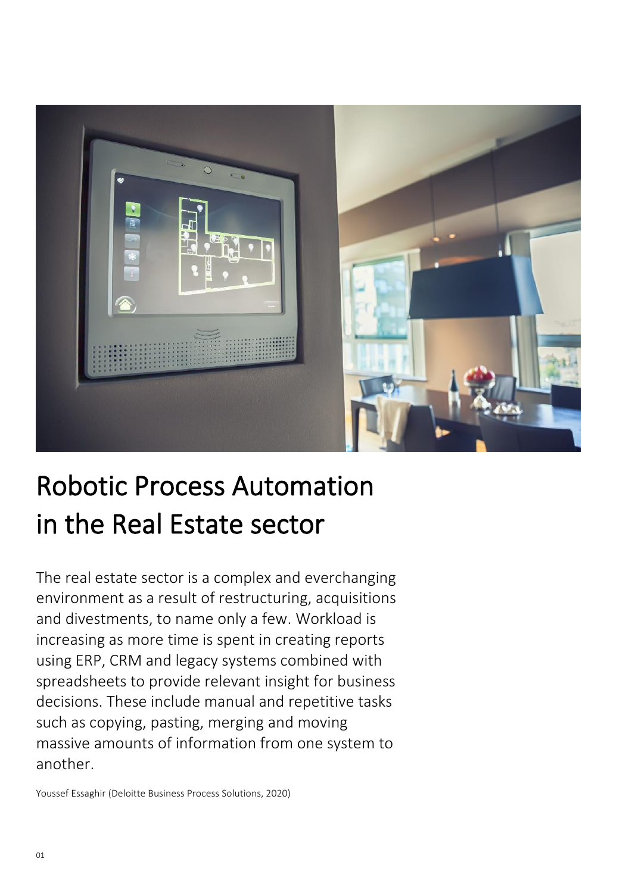# Robotic Process Automation in the Real Estate sector

The real estate sector is a complex and everchanging environment as a result of restructuring, acquisitions and divestments, to name only a few. Workload is increasing as more time is spent in creating reports using ERP, CRM and legacy systems combined with spreadsheets to provide relevant insight for business decisions. These include manual and repetitive tasks such as copying, pasting, merging and moving massive amounts of information from one system to another.

Youssef Essaghir (Deloitte Business Process Solutions, 2020)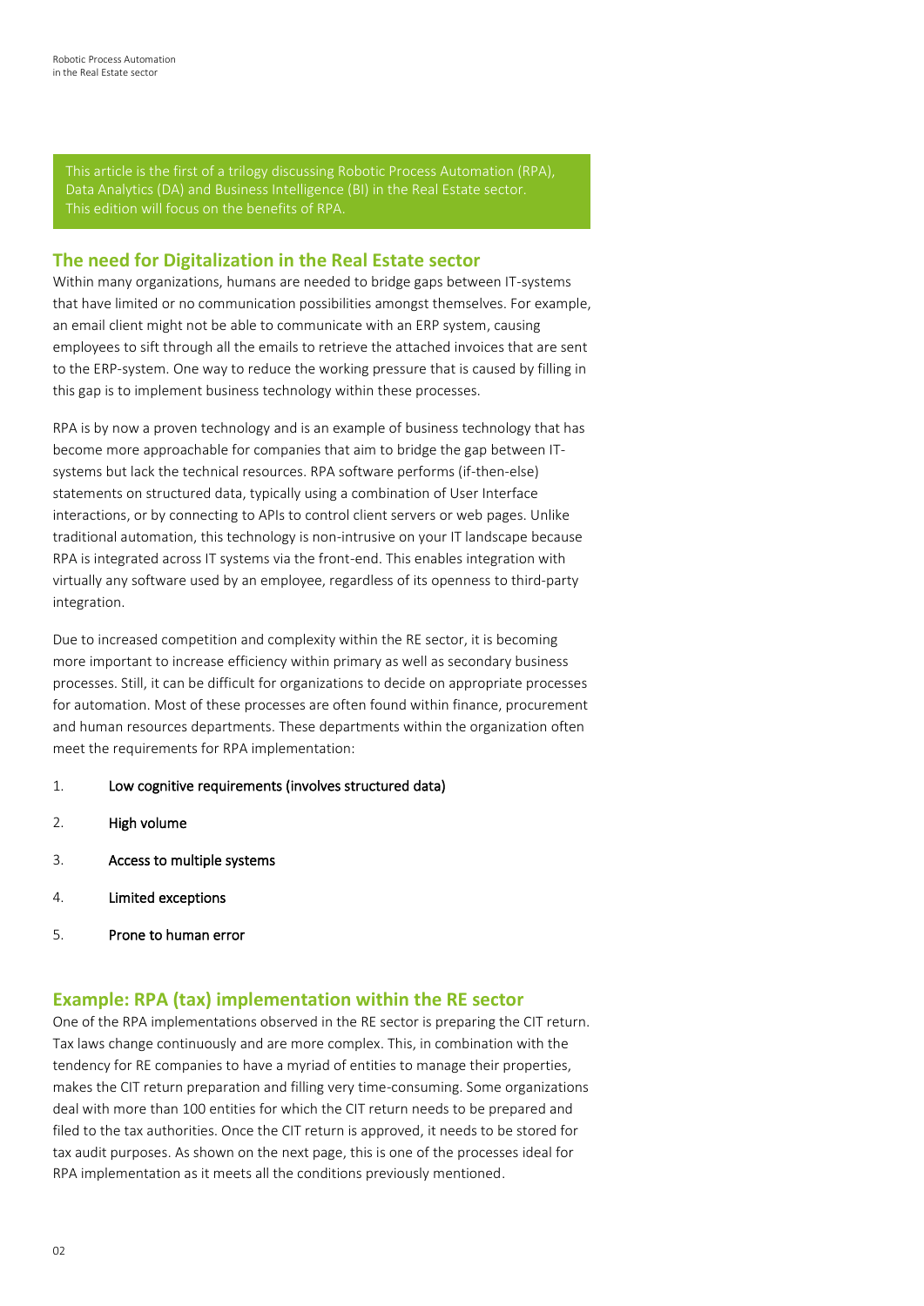This article is the first of a trilogy discussing Robotic Process Automation (RPA), Data Analytics (DA) and Business Intelligence (BI) in the Real Estate sector. This edition will focus on the benefits of RPA.

## The need for Digitalization in the Real Estate sector

Within many organizations, humans are needed to bridge gaps between IT-systems that have limited or no communication possibilities amongst themselves. For example, an email client might not be able to communicate with an ERP system, causing employees to sift through all the emails to retrieve the attached invoices that are sent to the ERP-system. One way to reduce the working pressure that is caused by filling in this gap is to implement business technology within these processes.

RPA is by now a proven technology and is an example of business technology that has become more approachable for companies that aim to bridge the gap between IT-systems but lack the technical resources. RPA software performs (if-then-else) statements on structured data, typically using a combination of User Interface interactions, or by connecting to APIs to control client servers or web pages. Unlike traditional automation, this technology is non-intrusive on your IT landscape because RPA is integrated across IT systems via the front-end. This enables integration with virtually any software used by an employee, regardless of its openness to third-party integration.

Due to increased competition and complexity within the RE sector, it is becoming more important to increase efficiency within primary as well as secondary business processes. Still, it can be difficult for organizations to decide on appropriate processes for automation. Most of these processes are often found within finance, procurement and human resources departments. These departments within the organization often meet the requirements for RPA implementation:

1. **Low cognitive requirements (involves structured data)**
2. **High volume**
3. **Access to multiple systems**
4. **Limited exceptions**
5. **Prone to human error**

## Example: RPA (tax) implementation within the RE sector

One of the RPA implementations observed in the RE sector is preparing the CIT return. Tax laws change continuously and are more complex. This, in combination with the tendency for RE companies to have a myriad of entities to manage their properties, makes the CIT return preparation and filling very time-consuming. Some organizations deal with more than 100 entities for which the CIT return needs to be prepared and filed to the tax authorities. Once the CIT return is approved, it needs to be stored for tax audit purposes. As shown on the next page, this is one of the processes ideal for RPA implementation as it meets all the conditions previously mentioned.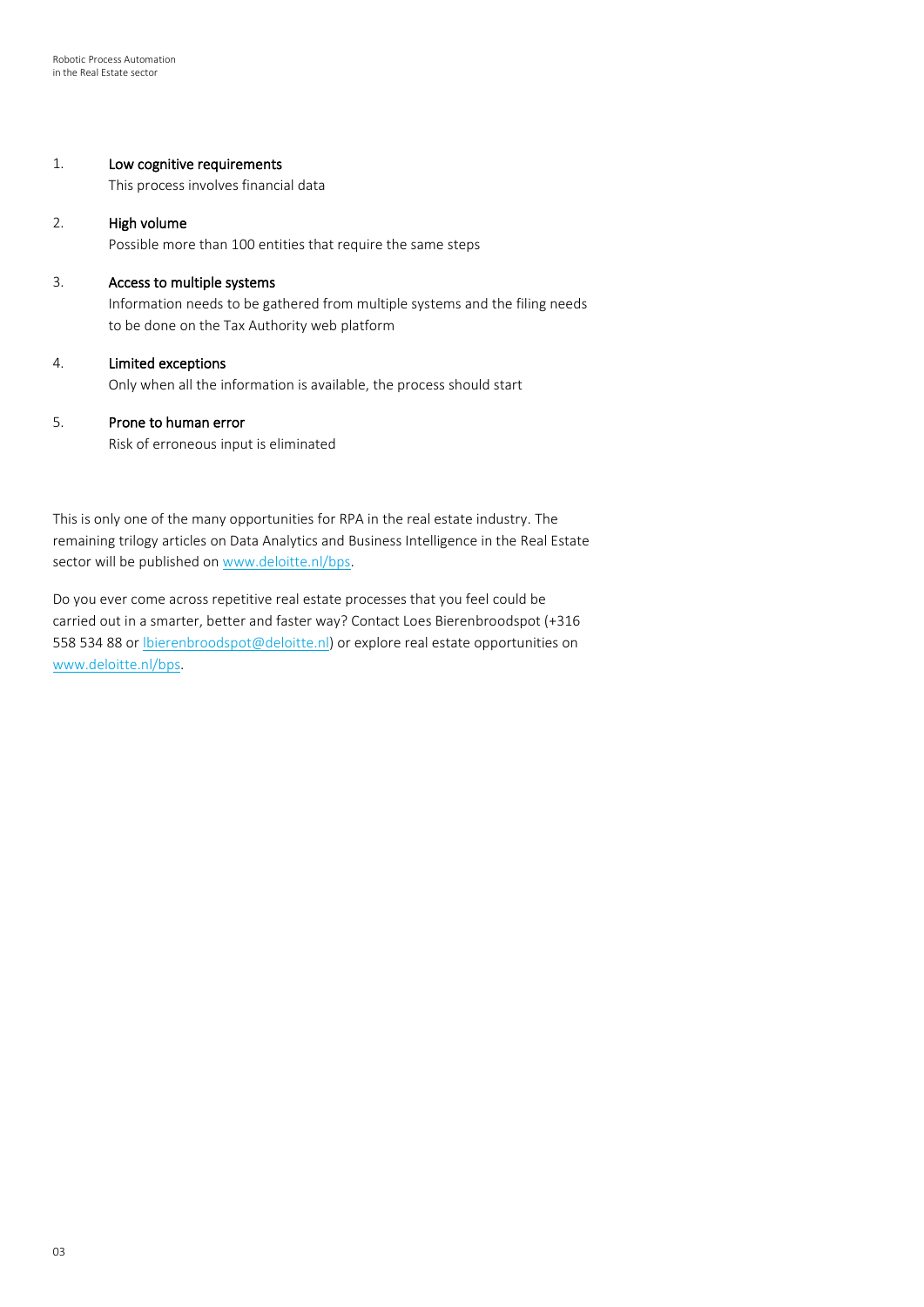1. **Low cognitive requirements**
   This process involves financial data

2. **High volume**
   Possible more than 100 entities that require the same steps

3. **Access to multiple systems**
   Information needs to be gathered from multiple systems and the filing needs to be done on the Tax Authority web platform

4. **Limited exceptions**
   Only when all the information is available, the process should start

5. **Prone to human error**
   Risk of erroneous input is eliminated

This is only one of the many opportunities for RPA in the real estate industry. The remaining trilogy articles on Data Analytics and Business Intelligence in the Real Estate sector will be published on [www.deloitte.nl/bps](www.deloitte.nl/bps).

Do you ever come across repetitive real estate processes that you feel could be carried out in a smarter, better and faster way? Contact Loes Bierenbroodspot (+316 558 534 88 or [lbierenbroodspot@deloitte.nl](mailto:lbierenbroodspot@deloitte.nl)) or explore real estate opportunities on [www.deloitte.nl/bps](www.deloitte.nl/bps).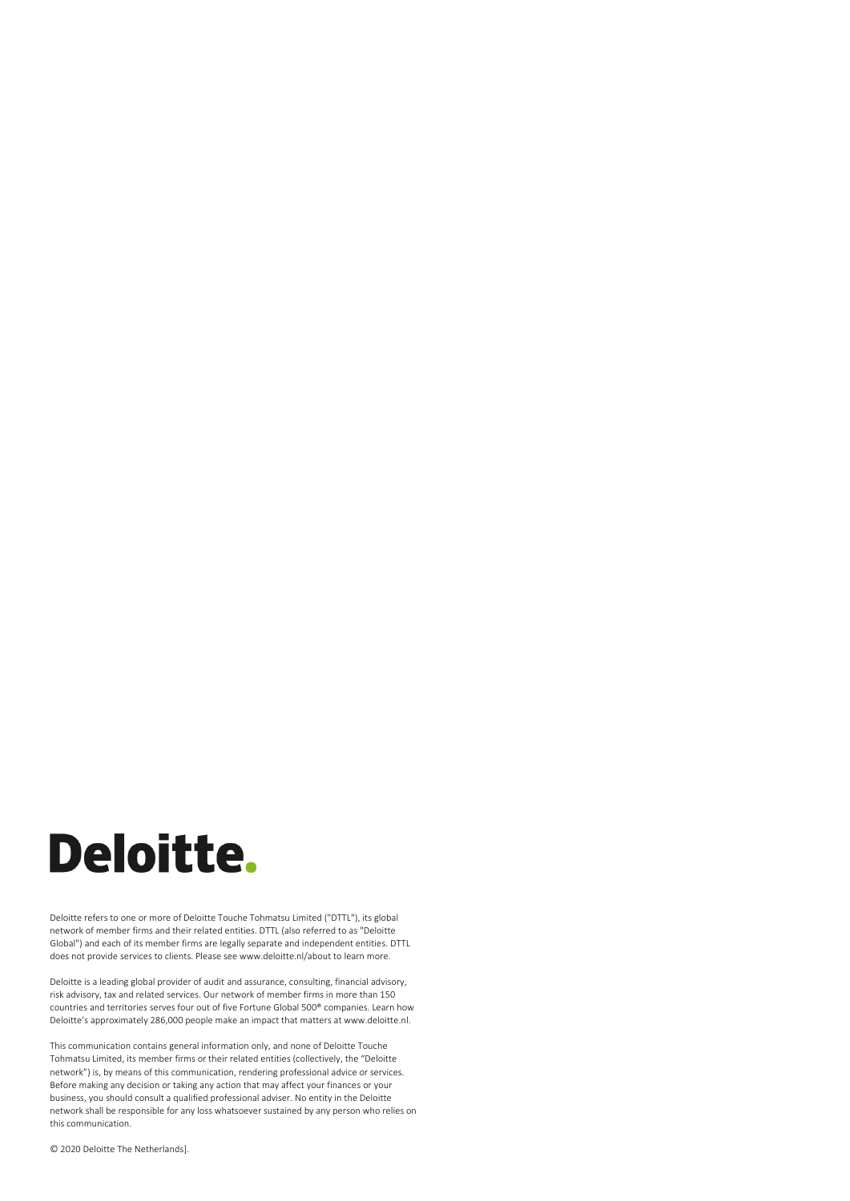# Deloitte.

Deloitte refers to one or more of Deloitte Touche Tohmatsu Limited ("DTTL"), its global network of member firms and their related entities. DTTL (also referred to as "Deloitte Global") and each of its member firms are legally separate and independent entities. DTTL does not provide services to clients. Please see www.deloitte.nl/about to learn more.

Deloitte is a leading global provider of audit and assurance, consulting, financial advisory, risk advisory, tax and related services. Our network of member firms in more than 150 countries and territories serves four out of five Fortune Global 500® companies. Learn how Deloitte's approximately 286,000 people make an impact that matters at www.deloitte.nl.

This communication contains general information only, and none of Deloitte Touche Tohmatsu Limited, its member firms or their related entities (collectively, the "Deloitte network") is, by means of this communication, rendering professional advice or services. Before making any decision or taking any action that may affect your finances or your business, you should consult a qualified professional adviser. No entity in the Deloitte network shall be responsible for any loss whatsoever sustained by any person who relies on this communication.

© 2020 Deloitte The Netherlands].